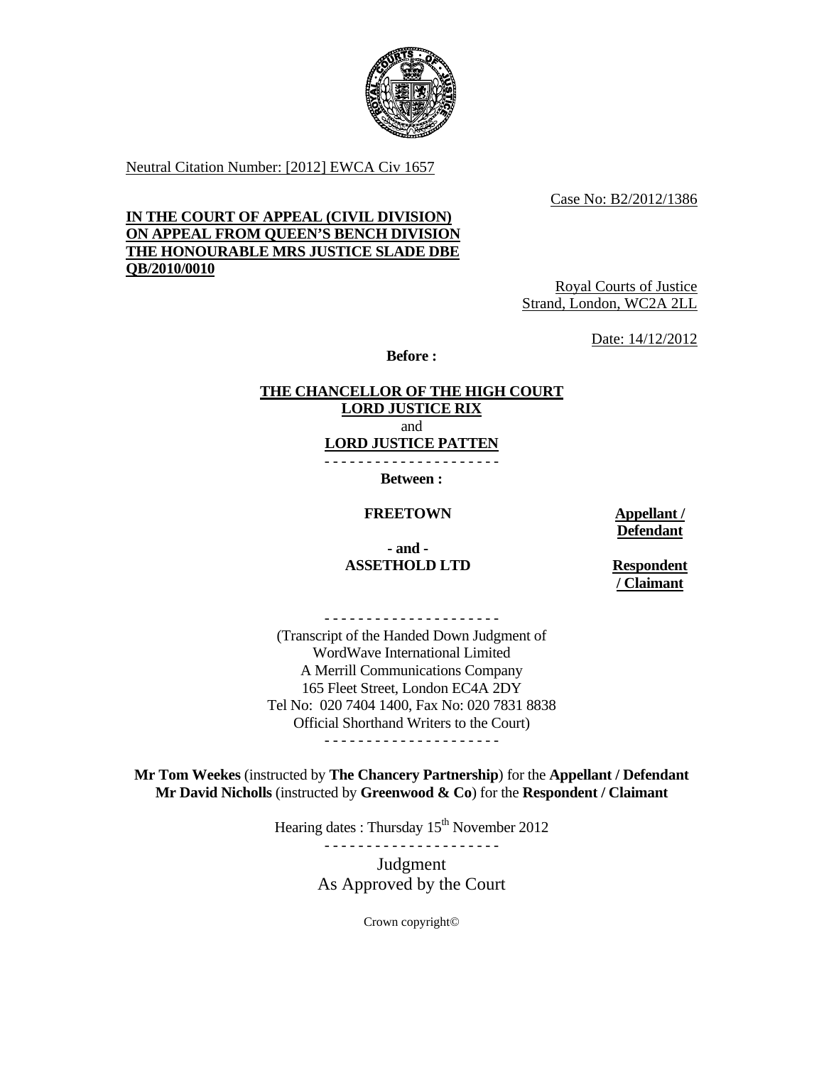Neutral Citation Number: [2012] EWCA Civ 1657

Case No: B2/2012/1386

**IN THE COURT OF APPEAL (CIVIL DIVISION)**
**ON APPEAL FROM QUEEN'S BENCH DIVISION**
**THE HONOURABLE MRS JUSTICE SLADE DBE**
**QB/2010/0010**

Royal Courts of Justice
Strand, London, WC2A 2LL

Date: 14/12/2012

**Before :**

**THE CHANCELLOR OF THE HIGH COURT**
**LORD JUSTICE RIX**
and
**LORD JUSTICE PATTEN**

- - - - - - - - - - - - - - - - - - - - -

**Between :**

| | |
|---|---|
| **FREETOWN** | **Appellant / Defendant** |
| **- and -** | |
| **ASSETHOLD LTD** | **Respondent / Claimant** |

- - - - - - - - - - - - - - - - - - - - -

(Transcript of the Handed Down Judgment of
WordWave International Limited
A Merrill Communications Company
165 Fleet Street, London EC4A 2DY
Tel No: 020 7404 1400, Fax No: 020 7831 8838
Official Shorthand Writers to the Court)

- - - - - - - - - - - - - - - - - - - - -

**Mr Tom Weekes** (instructed by **The Chancery Partnership**) for the **Appellant / Defendant**
**Mr David Nicholls** (instructed by **Greenwood & Co**) for the **Respondent / Claimant**

Hearing dates : Thursday 15th November 2012

- - - - - - - - - - - - - - - - - - - - -

Judgment
As Approved by the Court

Crown copyright©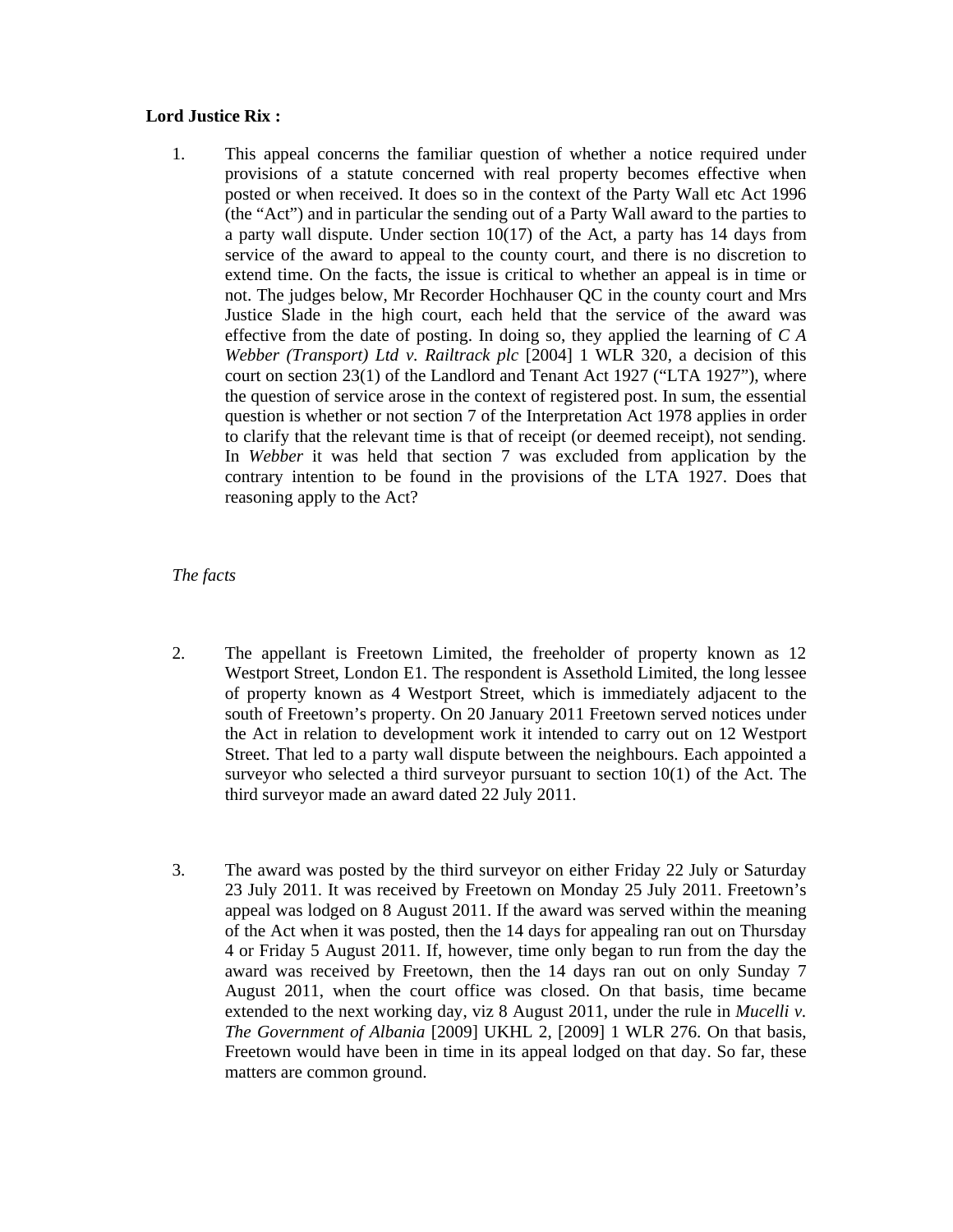**Lord Justice Rix :**

1. This appeal concerns the familiar question of whether a notice required under provisions of a statute concerned with real property becomes effective when posted or when received. It does so in the context of the Party Wall etc Act 1996 (the "Act") and in particular the sending out of a Party Wall award to the parties to a party wall dispute. Under section 10(17) of the Act, a party has 14 days from service of the award to appeal to the county court, and there is no discretion to extend time. On the facts, the issue is critical to whether an appeal is in time or not. The judges below, Mr Recorder Hochhauser QC in the county court and Mrs Justice Slade in the high court, each held that the service of the award was effective from the date of posting. In doing so, they applied the learning of *C A Webber (Transport) Ltd v. Railtrack plc* [2004] 1 WLR 320, a decision of this court on section 23(1) of the Landlord and Tenant Act 1927 ("LTA 1927"), where the question of service arose in the context of registered post. In sum, the essential question is whether or not section 7 of the Interpretation Act 1978 applies in order to clarify that the relevant time is that of receipt (or deemed receipt), not sending. In *Webber* it was held that section 7 was excluded from application by the contrary intention to be found in the provisions of the LTA 1927. Does that reasoning apply to the Act?

*The facts*

2. The appellant is Freetown Limited, the freeholder of property known as 12 Westport Street, London E1. The respondent is Assethold Limited, the long lessee of property known as 4 Westport Street, which is immediately adjacent to the south of Freetown's property. On 20 January 2011 Freetown served notices under the Act in relation to development work it intended to carry out on 12 Westport Street. That led to a party wall dispute between the neighbours. Each appointed a surveyor who selected a third surveyor pursuant to section 10(1) of the Act. The third surveyor made an award dated 22 July 2011.

3. The award was posted by the third surveyor on either Friday 22 July or Saturday 23 July 2011. It was received by Freetown on Monday 25 July 2011. Freetown's appeal was lodged on 8 August 2011. If the award was served within the meaning of the Act when it was posted, then the 14 days for appealing ran out on Thursday 4 or Friday 5 August 2011. If, however, time only began to run from the day the award was received by Freetown, then the 14 days ran out on only Sunday 7 August 2011, when the court office was closed. On that basis, time became extended to the next working day, viz 8 August 2011, under the rule in *Mucelli v. The Government of Albania* [2009] UKHL 2, [2009] 1 WLR 276. On that basis, Freetown would have been in time in its appeal lodged on that day. So far, these matters are common ground.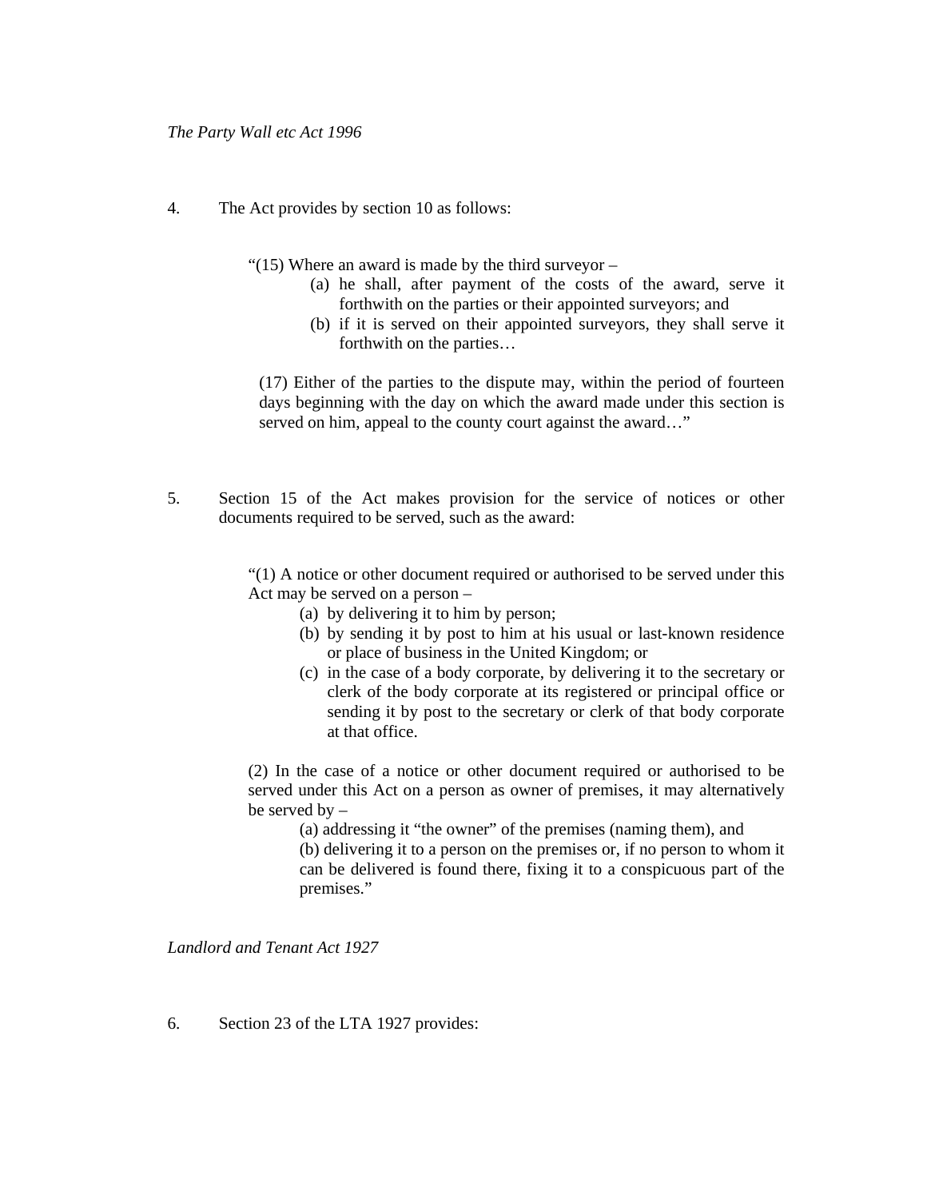*The Party Wall etc Act 1996*

4. The Act provides by section 10 as follows:

> "(15) Where an award is made by the third surveyor –
>
> (a) he shall, after payment of the costs of the award, serve it forthwith on the parties or their appointed surveyors; and
>
> (b) if it is served on their appointed surveyors, they shall serve it forthwith on the parties…
>
> (17) Either of the parties to the dispute may, within the period of fourteen days beginning with the day on which the award made under this section is served on him, appeal to the county court against the award…"

5. Section 15 of the Act makes provision for the service of notices or other documents required to be served, such as the award:

> "(1) A notice or other document required or authorised to be served under this Act may be served on a person –
>
> (a) by delivering it to him by person;
>
> (b) by sending it by post to him at his usual or last-known residence or place of business in the United Kingdom; or
>
> (c) in the case of a body corporate, by delivering it to the secretary or clerk of the body corporate at its registered or principal office or sending it by post to the secretary or clerk of that body corporate at that office.
>
> (2) In the case of a notice or other document required or authorised to be served under this Act on a person as owner of premises, it may alternatively be served by –
>
> (a) addressing it "the owner" of the premises (naming them), and
>
> (b) delivering it to a person on the premises or, if no person to whom it can be delivered is found there, fixing it to a conspicuous part of the premises."

*Landlord and Tenant Act 1927*

6. Section 23 of the LTA 1927 provides: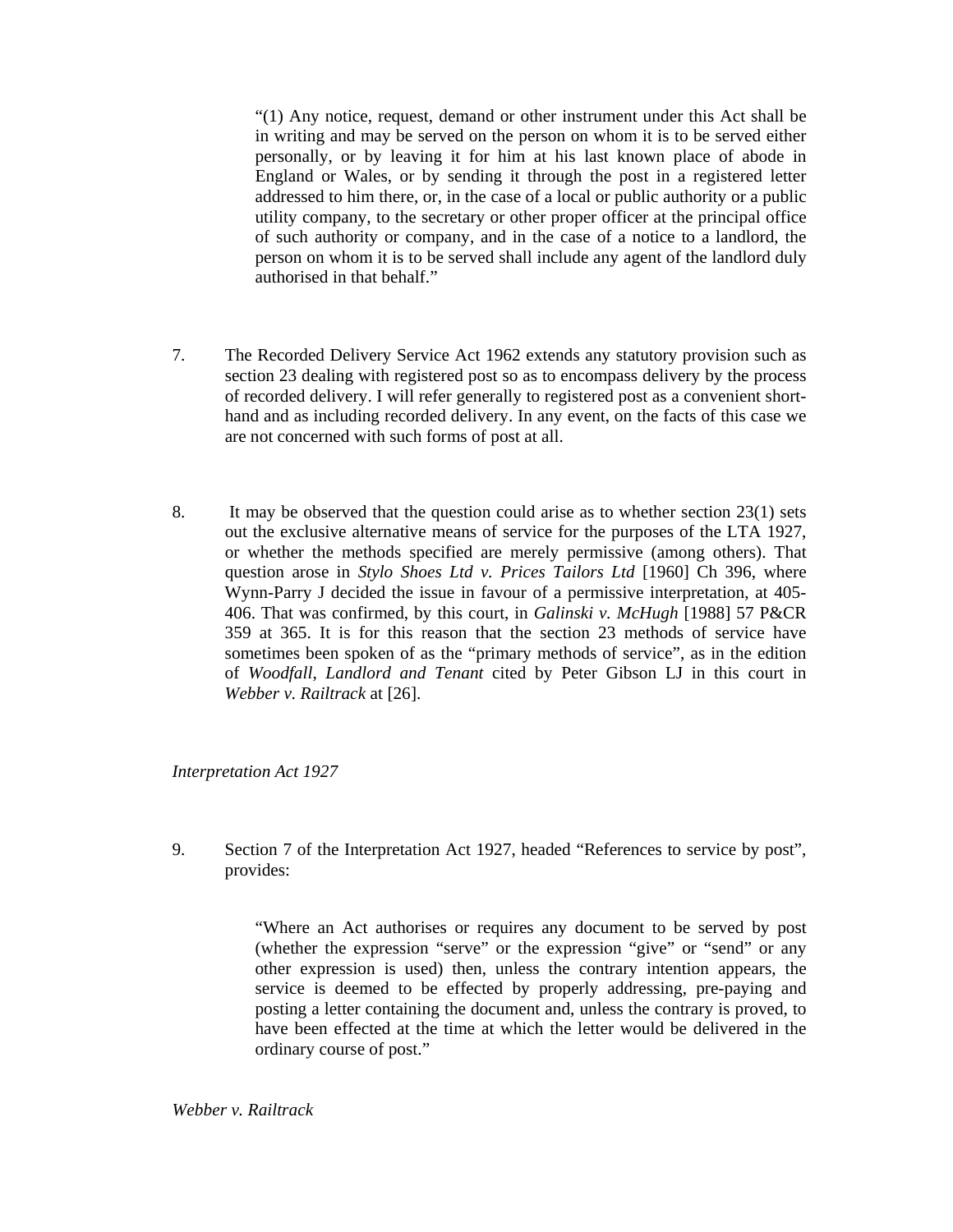> "(1) Any notice, request, demand or other instrument under this Act shall be in writing and may be served on the person on whom it is to be served either personally, or by leaving it for him at his last known place of abode in England or Wales, or by sending it through the post in a registered letter addressed to him there, or, in the case of a local or public authority or a public utility company, to the secretary or other proper officer at the principal office of such authority or company, and in the case of a notice to a landlord, the person on whom it is to be served shall include any agent of the landlord duly authorised in that behalf."

7. The Recorded Delivery Service Act 1962 extends any statutory provision such as section 23 dealing with registered post so as to encompass delivery by the process of recorded delivery. I will refer generally to registered post as a convenient short-hand and as including recorded delivery. In any event, on the facts of this case we are not concerned with such forms of post at all.

8. It may be observed that the question could arise as to whether section 23(1) sets out the exclusive alternative means of service for the purposes of the LTA 1927, or whether the methods specified are merely permissive (among others). That question arose in *Stylo Shoes Ltd v. Prices Tailors Ltd* [1960] Ch 396, where Wynn-Parry J decided the issue in favour of a permissive interpretation, at 405-406. That was confirmed, by this court, in *Galinski v. McHugh* [1988] 57 P&CR 359 at 365. It is for this reason that the section 23 methods of service have sometimes been spoken of as the "primary methods of service", as in the edition of *Woodfall, Landlord and Tenant* cited by Peter Gibson LJ in this court in *Webber v. Railtrack* at [26].

*Interpretation Act 1927*

9. Section 7 of the Interpretation Act 1927, headed "References to service by post", provides:

> "Where an Act authorises or requires any document to be served by post (whether the expression "serve" or the expression "give" or "send" or any other expression is used) then, unless the contrary intention appears, the service is deemed to be effected by properly addressing, pre-paying and posting a letter containing the document and, unless the contrary is proved, to have been effected at the time at which the letter would be delivered in the ordinary course of post."

*Webber v. Railtrack*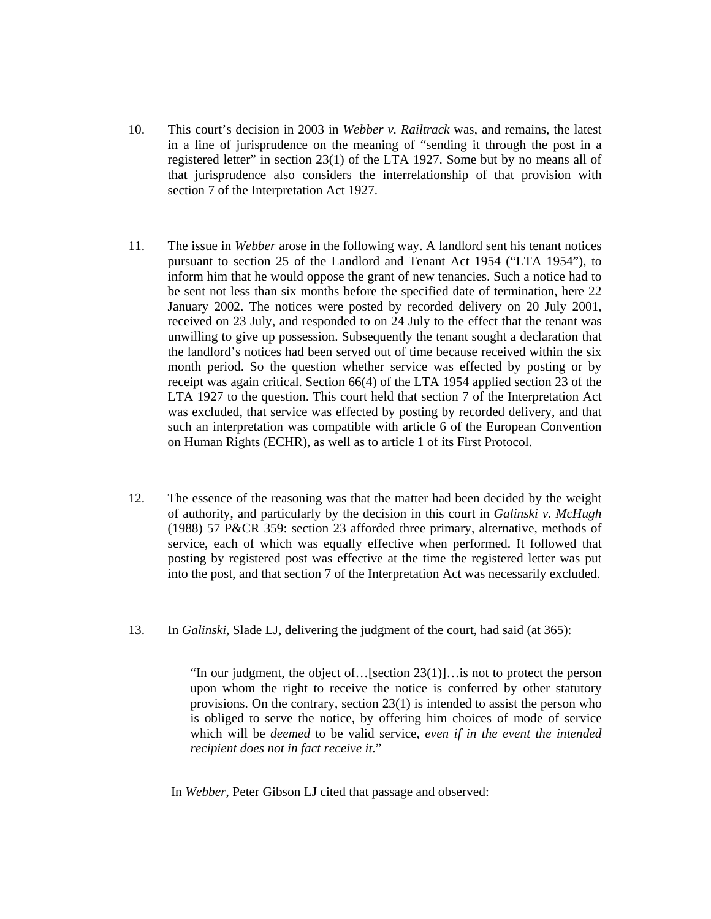10. This court's decision in 2003 in *Webber v. Railtrack* was, and remains, the latest in a line of jurisprudence on the meaning of "sending it through the post in a registered letter" in section 23(1) of the LTA 1927. Some but by no means all of that jurisprudence also considers the interrelationship of that provision with section 7 of the Interpretation Act 1927.

11. The issue in *Webber* arose in the following way. A landlord sent his tenant notices pursuant to section 25 of the Landlord and Tenant Act 1954 ("LTA 1954"), to inform him that he would oppose the grant of new tenancies. Such a notice had to be sent not less than six months before the specified date of termination, here 22 January 2002. The notices were posted by recorded delivery on 20 July 2001, received on 23 July, and responded to on 24 July to the effect that the tenant was unwilling to give up possession. Subsequently the tenant sought a declaration that the landlord's notices had been served out of time because received within the six month period. So the question whether service was effected by posting or by receipt was again critical. Section 66(4) of the LTA 1954 applied section 23 of the LTA 1927 to the question. This court held that section 7 of the Interpretation Act was excluded, that service was effected by posting by recorded delivery, and that such an interpretation was compatible with article 6 of the European Convention on Human Rights (ECHR), as well as to article 1 of its First Protocol.

12. The essence of the reasoning was that the matter had been decided by the weight of authority, and particularly by the decision in this court in *Galinski v. McHugh* (1988) 57 P&CR 359: section 23 afforded three primary, alternative, methods of service, each of which was equally effective when performed. It followed that posting by registered post was effective at the time the registered letter was put into the post, and that section 7 of the Interpretation Act was necessarily excluded.

13. In *Galinski*, Slade LJ, delivering the judgment of the court, had said (at 365):

> "In our judgment, the object of…[section 23(1)]…is not to protect the person upon whom the right to receive the notice is conferred by other statutory provisions. On the contrary, section 23(1) is intended to assist the person who is obliged to serve the notice, by offering him choices of mode of service which will be *deemed* to be valid service, *even if in the event the intended recipient does not in fact receive it*."

In *Webber*, Peter Gibson LJ cited that passage and observed: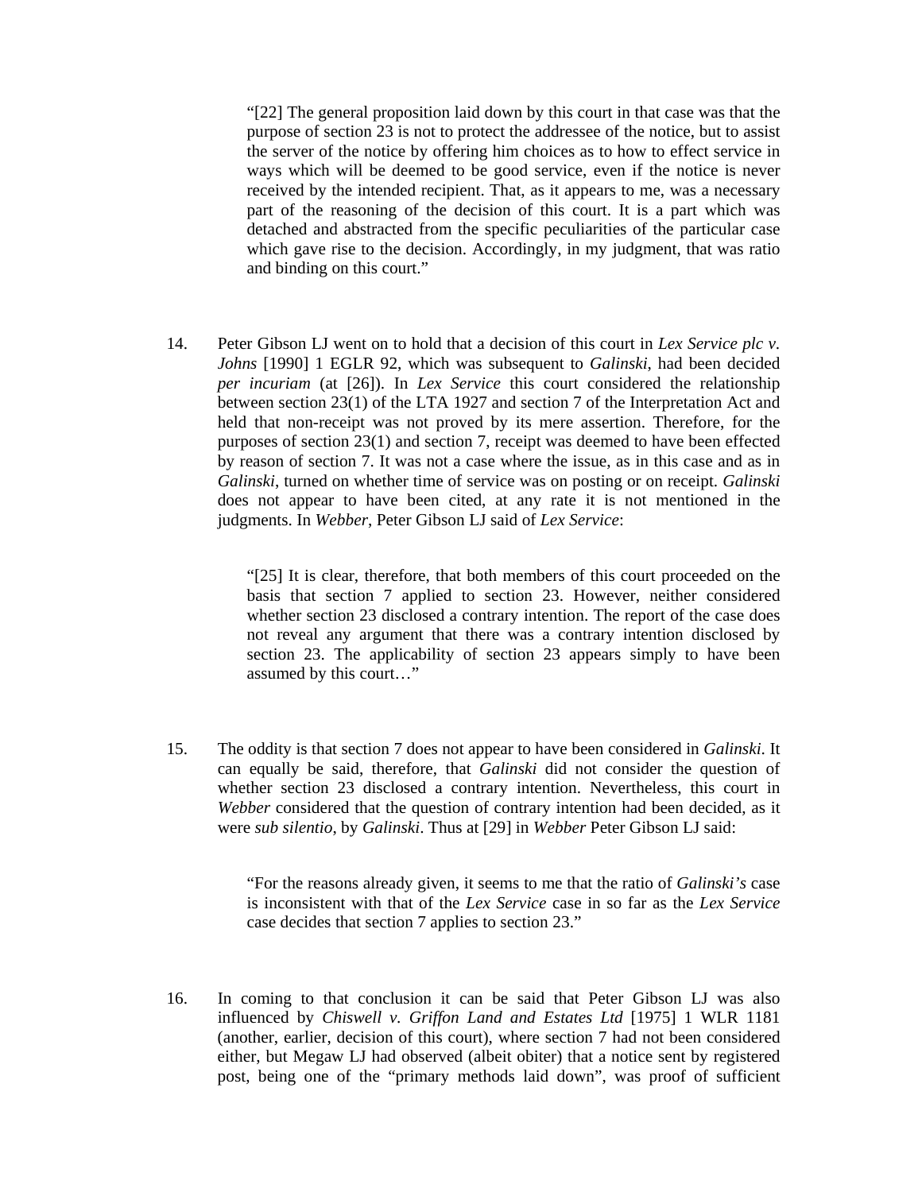> "[22] The general proposition laid down by this court in that case was that the purpose of section 23 is not to protect the addressee of the notice, but to assist the server of the notice by offering him choices as to how to effect service in ways which will be deemed to be good service, even if the notice is never received by the intended recipient. That, as it appears to me, was a necessary part of the reasoning of the decision of this court. It is a part which was detached and abstracted from the specific peculiarities of the particular case which gave rise to the decision. Accordingly, in my judgment, that was ratio and binding on this court."

14. Peter Gibson LJ went on to hold that a decision of this court in *Lex Service plc v. Johns* [1990] 1 EGLR 92, which was subsequent to *Galinski*, had been decided *per incuriam* (at [26]). In *Lex Service* this court considered the relationship between section 23(1) of the LTA 1927 and section 7 of the Interpretation Act and held that non-receipt was not proved by its mere assertion. Therefore, for the purposes of section 23(1) and section 7, receipt was deemed to have been effected by reason of section 7. It was not a case where the issue, as in this case and as in *Galinski*, turned on whether time of service was on posting or on receipt. *Galinski* does not appear to have been cited, at any rate it is not mentioned in the judgments. In *Webber*, Peter Gibson LJ said of *Lex Service*:

> "[25] It is clear, therefore, that both members of this court proceeded on the basis that section 7 applied to section 23. However, neither considered whether section 23 disclosed a contrary intention. The report of the case does not reveal any argument that there was a contrary intention disclosed by section 23. The applicability of section 23 appears simply to have been assumed by this court…"

15. The oddity is that section 7 does not appear to have been considered in *Galinski*. It can equally be said, therefore, that *Galinski* did not consider the question of whether section 23 disclosed a contrary intention. Nevertheless, this court in *Webber* considered that the question of contrary intention had been decided, as it were *sub silentio*, by *Galinski*. Thus at [29] in *Webber* Peter Gibson LJ said:

> "For the reasons already given, it seems to me that the ratio of *Galinski's* case is inconsistent with that of the *Lex Service* case in so far as the *Lex Service* case decides that section 7 applies to section 23."

16. In coming to that conclusion it can be said that Peter Gibson LJ was also influenced by *Chiswell v. Griffon Land and Estates Ltd* [1975] 1 WLR 1181 (another, earlier, decision of this court), where section 7 had not been considered either, but Megaw LJ had observed (albeit obiter) that a notice sent by registered post, being one of the "primary methods laid down", was proof of sufficient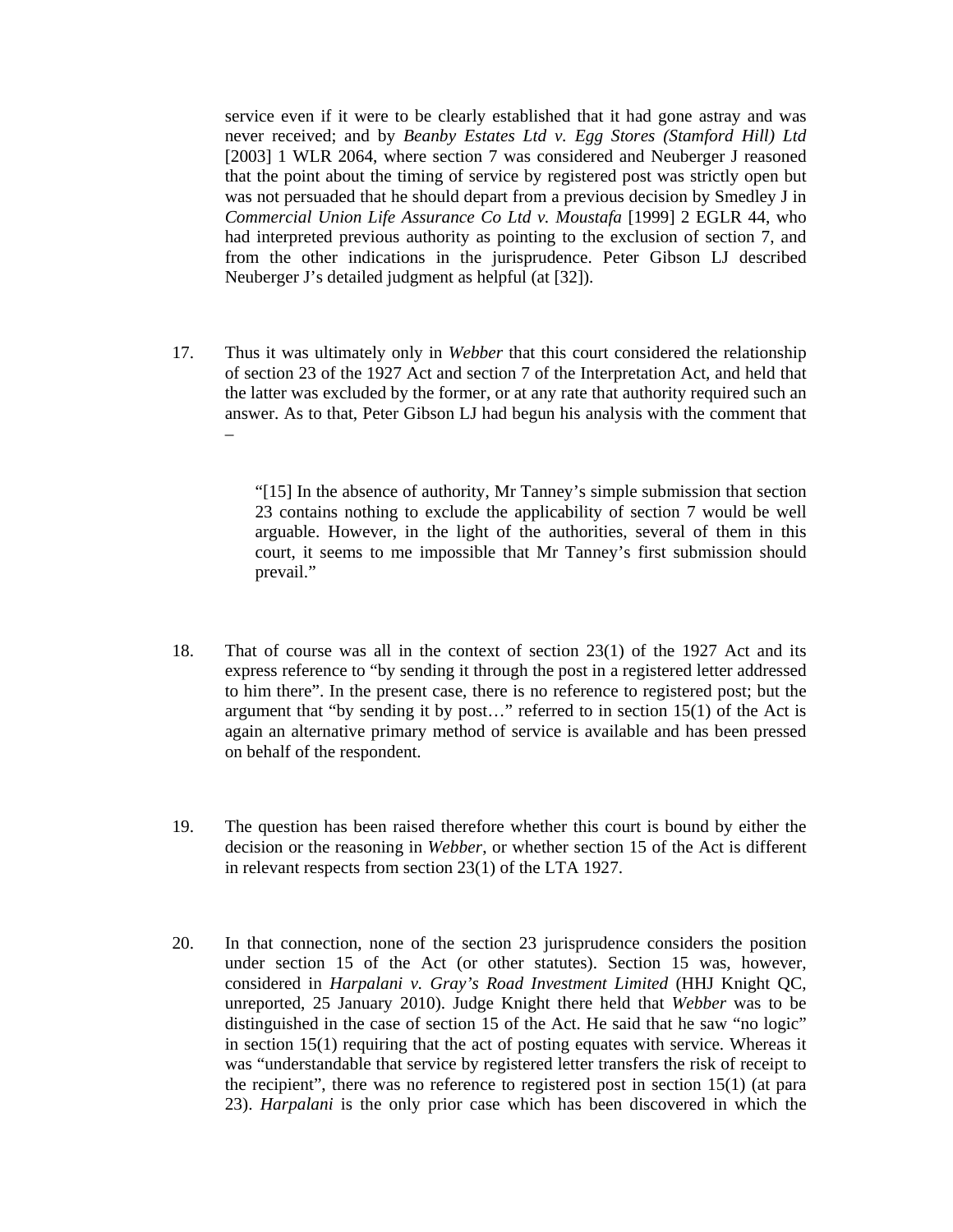service even if it were to be clearly established that it had gone astray and was never received; and by *Beanby Estates Ltd v. Egg Stores (Stamford Hill) Ltd* [2003] 1 WLR 2064, where section 7 was considered and Neuberger J reasoned that the point about the timing of service by registered post was strictly open but was not persuaded that he should depart from a previous decision by Smedley J in *Commercial Union Life Assurance Co Ltd v. Moustafa* [1999] 2 EGLR 44, who had interpreted previous authority as pointing to the exclusion of section 7, and from the other indications in the jurisprudence. Peter Gibson LJ described Neuberger J's detailed judgment as helpful (at [32]).

17. Thus it was ultimately only in *Webber* that this court considered the relationship of section 23 of the 1927 Act and section 7 of the Interpretation Act, and held that the latter was excluded by the former, or at any rate that authority required such an answer. As to that, Peter Gibson LJ had begun his analysis with the comment that –

> "[15] In the absence of authority, Mr Tanney's simple submission that section 23 contains nothing to exclude the applicability of section 7 would be well arguable. However, in the light of the authorities, several of them in this court, it seems to me impossible that Mr Tanney's first submission should prevail."

18. That of course was all in the context of section 23(1) of the 1927 Act and its express reference to "by sending it through the post in a registered letter addressed to him there". In the present case, there is no reference to registered post; but the argument that "by sending it by post…" referred to in section 15(1) of the Act is again an alternative primary method of service is available and has been pressed on behalf of the respondent.

19. The question has been raised therefore whether this court is bound by either the decision or the reasoning in *Webber*, or whether section 15 of the Act is different in relevant respects from section 23(1) of the LTA 1927.

20. In that connection, none of the section 23 jurisprudence considers the position under section 15 of the Act (or other statutes). Section 15 was, however, considered in *Harpalani v. Gray's Road Investment Limited* (HHJ Knight QC, unreported, 25 January 2010). Judge Knight there held that *Webber* was to be distinguished in the case of section 15 of the Act. He said that he saw "no logic" in section 15(1) requiring that the act of posting equates with service. Whereas it was "understandable that service by registered letter transfers the risk of receipt to the recipient", there was no reference to registered post in section 15(1) (at para 23). *Harpalani* is the only prior case which has been discovered in which the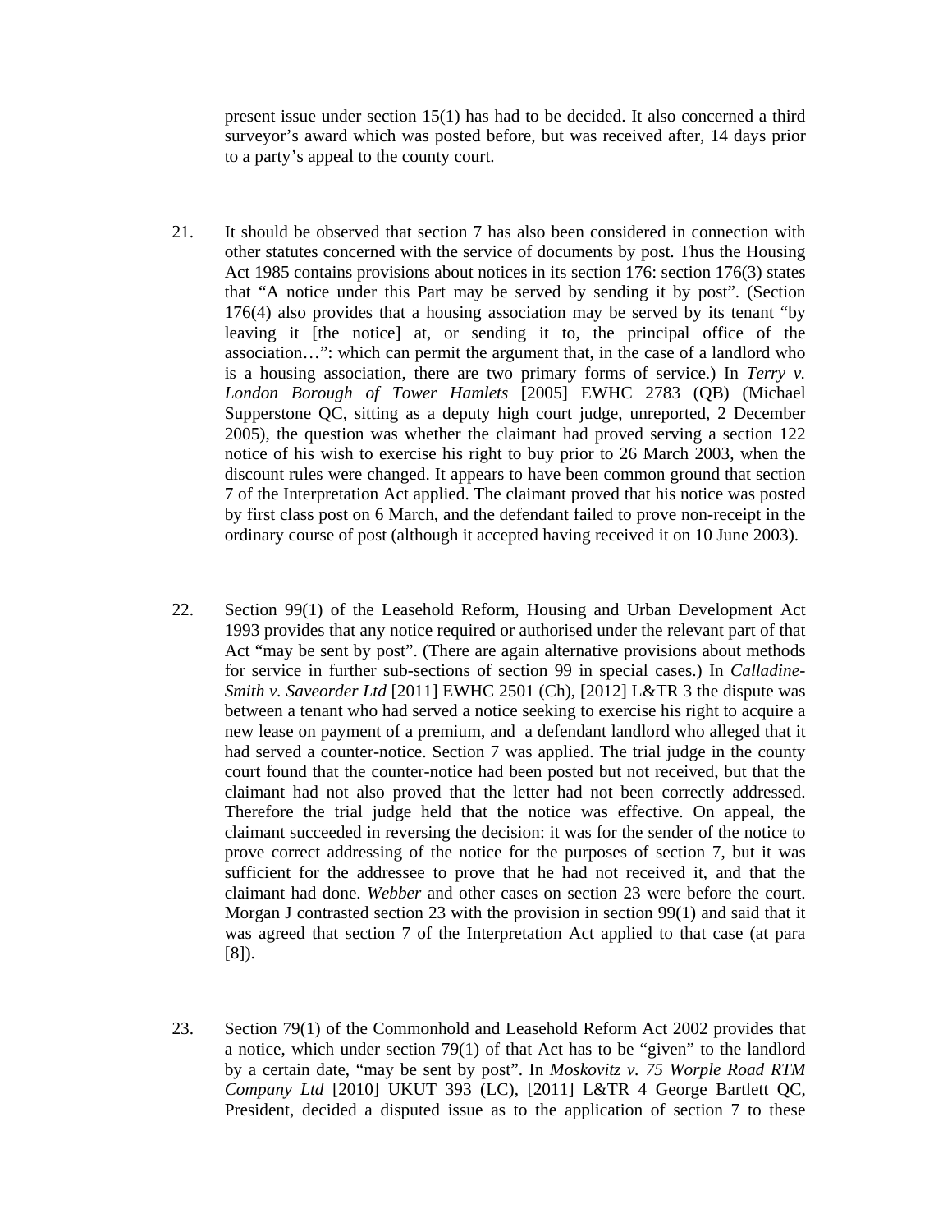present issue under section 15(1) has had to be decided. It also concerned a third surveyor's award which was posted before, but was received after, 14 days prior to a party's appeal to the county court.

21. It should be observed that section 7 has also been considered in connection with other statutes concerned with the service of documents by post. Thus the Housing Act 1985 contains provisions about notices in its section 176: section 176(3) states that "A notice under this Part may be served by sending it by post". (Section 176(4) also provides that a housing association may be served by its tenant "by leaving it [the notice] at, or sending it to, the principal office of the association…": which can permit the argument that, in the case of a landlord who is a housing association, there are two primary forms of service.) In *Terry v. London Borough of Tower Hamlets* [2005] EWHC 2783 (QB) (Michael Supperstone QC, sitting as a deputy high court judge, unreported, 2 December 2005), the question was whether the claimant had proved serving a section 122 notice of his wish to exercise his right to buy prior to 26 March 2003, when the discount rules were changed. It appears to have been common ground that section 7 of the Interpretation Act applied. The claimant proved that his notice was posted by first class post on 6 March, and the defendant failed to prove non-receipt in the ordinary course of post (although it accepted having received it on 10 June 2003).

22. Section 99(1) of the Leasehold Reform, Housing and Urban Development Act 1993 provides that any notice required or authorised under the relevant part of that Act "may be sent by post". (There are again alternative provisions about methods for service in further sub-sections of section 99 in special cases.) In *Calladine-Smith v. Saveorder Ltd* [2011] EWHC 2501 (Ch), [2012] L&TR 3 the dispute was between a tenant who had served a notice seeking to exercise his right to acquire a new lease on payment of a premium, and a defendant landlord who alleged that it had served a counter-notice. Section 7 was applied. The trial judge in the county court found that the counter-notice had been posted but not received, but that the claimant had not also proved that the letter had not been correctly addressed. Therefore the trial judge held that the notice was effective. On appeal, the claimant succeeded in reversing the decision: it was for the sender of the notice to prove correct addressing of the notice for the purposes of section 7, but it was sufficient for the addressee to prove that he had not received it, and that the claimant had done. *Webber* and other cases on section 23 were before the court. Morgan J contrasted section 23 with the provision in section 99(1) and said that it was agreed that section 7 of the Interpretation Act applied to that case (at para [8]).

23. Section 79(1) of the Commonhold and Leasehold Reform Act 2002 provides that a notice, which under section 79(1) of that Act has to be "given" to the landlord by a certain date, "may be sent by post". In *Moskovitz v. 75 Worple Road RTM Company Ltd* [2010] UKUT 393 (LC), [2011] L&TR 4 George Bartlett QC, President, decided a disputed issue as to the application of section 7 to these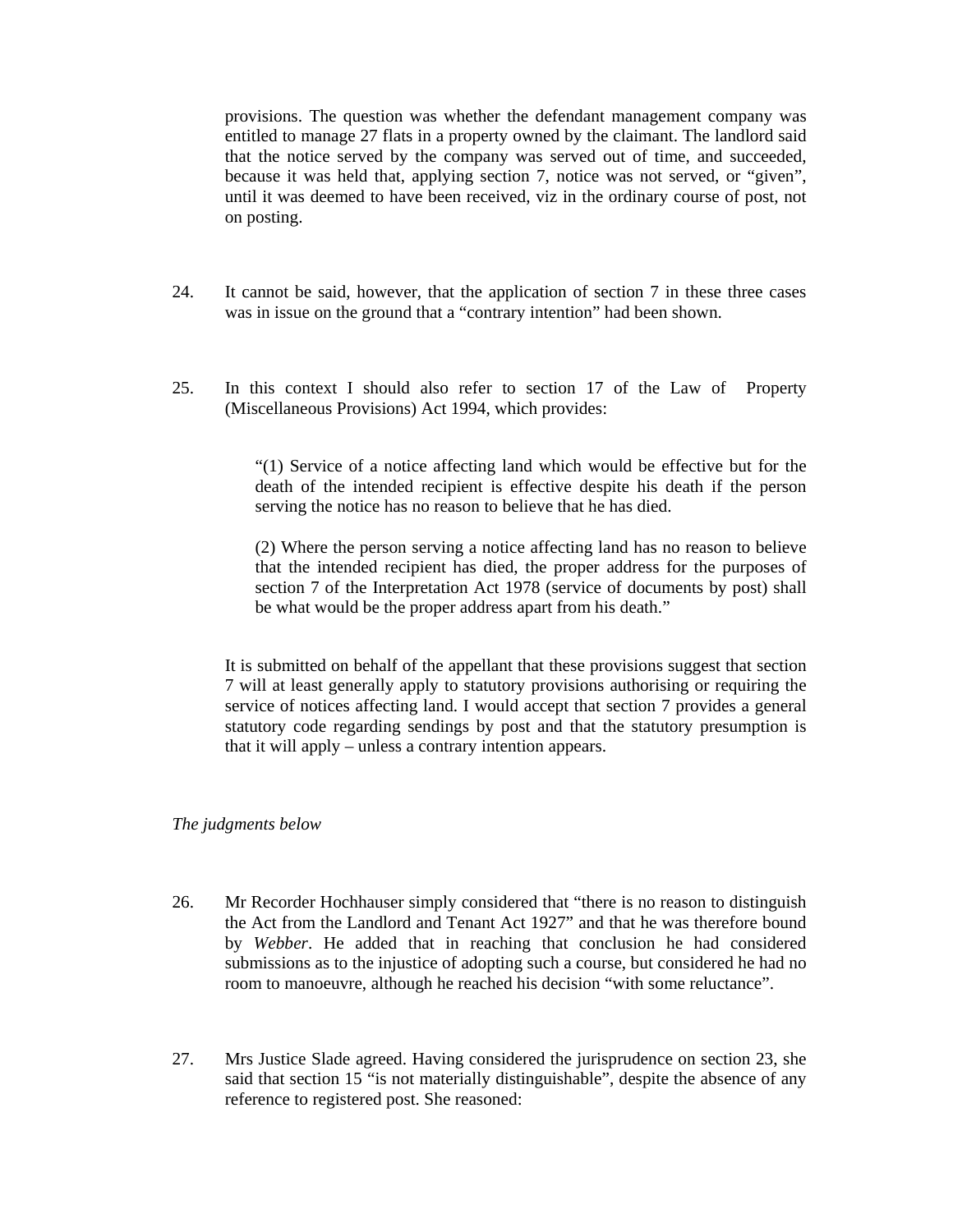provisions. The question was whether the defendant management company was entitled to manage 27 flats in a property owned by the claimant. The landlord said that the notice served by the company was served out of time, and succeeded, because it was held that, applying section 7, notice was not served, or "given", until it was deemed to have been received, viz in the ordinary course of post, not on posting.

24. It cannot be said, however, that the application of section 7 in these three cases was in issue on the ground that a "contrary intention" had been shown.

25. In this context I should also refer to section 17 of the Law of Property (Miscellaneous Provisions) Act 1994, which provides:

> "(1) Service of a notice affecting land which would be effective but for the death of the intended recipient is effective despite his death if the person serving the notice has no reason to believe that he has died.
>
> (2) Where the person serving a notice affecting land has no reason to believe that the intended recipient has died, the proper address for the purposes of section 7 of the Interpretation Act 1978 (service of documents by post) shall be what would be the proper address apart from his death."

It is submitted on behalf of the appellant that these provisions suggest that section 7 will at least generally apply to statutory provisions authorising or requiring the service of notices affecting land. I would accept that section 7 provides a general statutory code regarding sendings by post and that the statutory presumption is that it will apply – unless a contrary intention appears.

*The judgments below*

26. Mr Recorder Hochhauser simply considered that "there is no reason to distinguish the Act from the Landlord and Tenant Act 1927" and that he was therefore bound by *Webber*. He added that in reaching that conclusion he had considered submissions as to the injustice of adopting such a course, but considered he had no room to manoeuvre, although he reached his decision "with some reluctance".

27. Mrs Justice Slade agreed. Having considered the jurisprudence on section 23, she said that section 15 "is not materially distinguishable", despite the absence of any reference to registered post. She reasoned: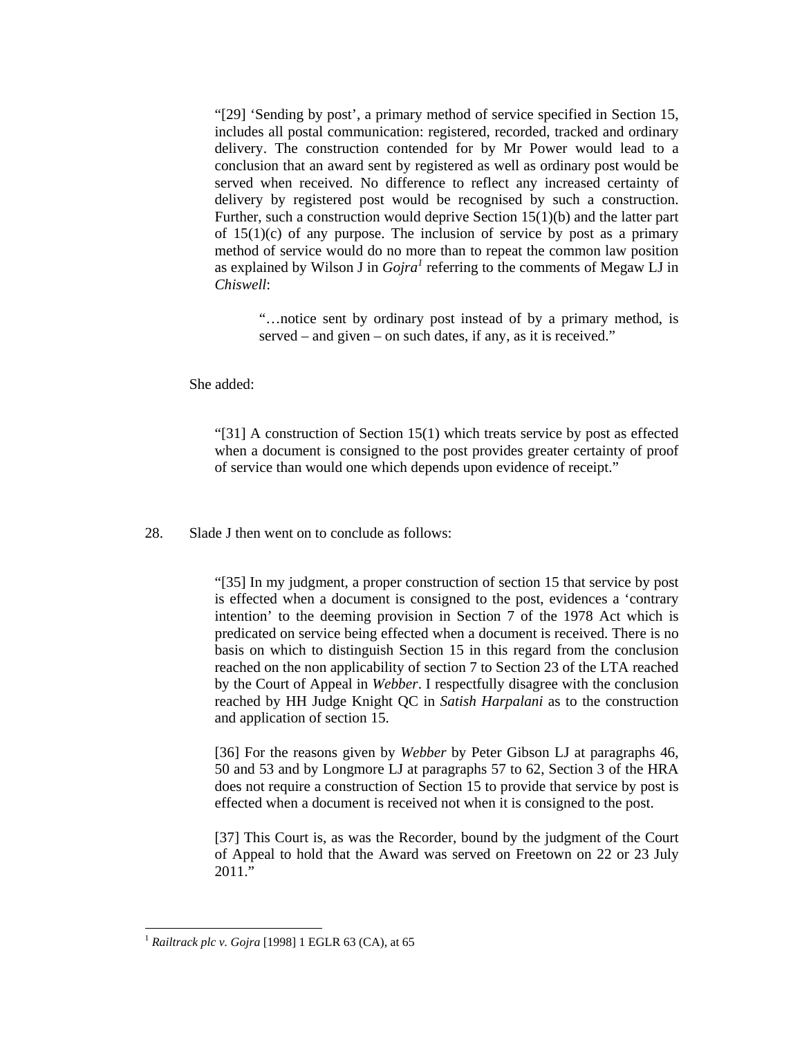> "[29] 'Sending by post', a primary method of service specified in Section 15, includes all postal communication: registered, recorded, tracked and ordinary delivery. The construction contended for by Mr Power would lead to a conclusion that an award sent by registered as well as ordinary post would be served when received. No difference to reflect any increased certainty of delivery by registered post would be recognised by such a construction. Further, such a construction would deprive Section 15(1)(b) and the latter part of 15(1)(c) of any purpose. The inclusion of service by post as a primary method of service would do no more than to repeat the common law position as explained by Wilson J in *Gojra*[1] referring to the comments of Megaw LJ in *Chiswell*:
>
> > "…notice sent by ordinary post instead of by a primary method, is served – and given – on such dates, if any, as it is received."

She added:

> "[31] A construction of Section 15(1) which treats service by post as effected when a document is consigned to the post provides greater certainty of proof of service than would one which depends upon evidence of receipt."

28. Slade J then went on to conclude as follows:

> "[35] In my judgment, a proper construction of section 15 that service by post is effected when a document is consigned to the post, evidences a 'contrary intention' to the deeming provision in Section 7 of the 1978 Act which is predicated on service being effected when a document is received. There is no basis on which to distinguish Section 15 in this regard from the conclusion reached on the non applicability of section 7 to Section 23 of the LTA reached by the Court of Appeal in *Webber*. I respectfully disagree with the conclusion reached by HH Judge Knight QC in *Satish Harpalani* as to the construction and application of section 15.
>
> [36] For the reasons given by *Webber* by Peter Gibson LJ at paragraphs 46, 50 and 53 and by Longmore LJ at paragraphs 57 to 62, Section 3 of the HRA does not require a construction of Section 15 to provide that service by post is effected when a document is received not when it is consigned to the post.
>
> [37] This Court is, as was the Recorder, bound by the judgment of the Court of Appeal to hold that the Award was served on Freetown on 22 or 23 July 2011."

---

[1] *Railtrack plc v. Gojra* [1998] 1 EGLR 63 (CA), at 65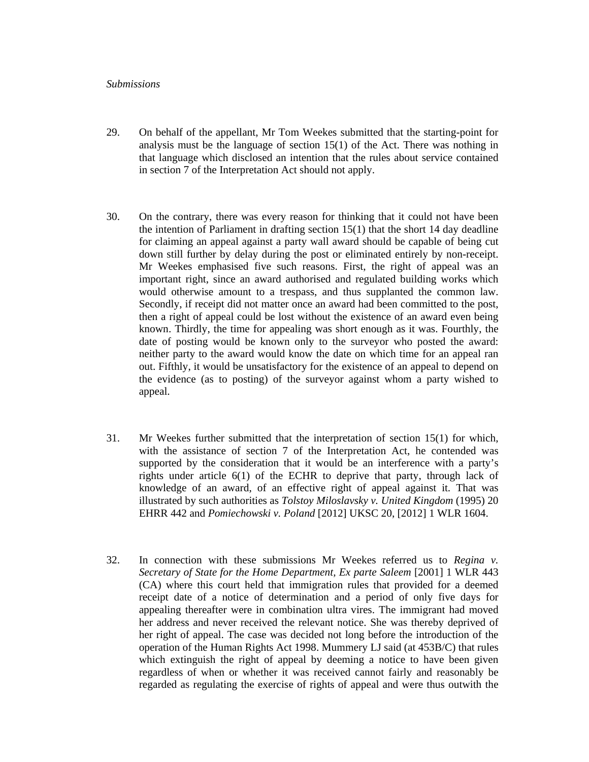*Submissions*

29. On behalf of the appellant, Mr Tom Weekes submitted that the starting-point for analysis must be the language of section 15(1) of the Act. There was nothing in that language which disclosed an intention that the rules about service contained in section 7 of the Interpretation Act should not apply.

30. On the contrary, there was every reason for thinking that it could not have been the intention of Parliament in drafting section 15(1) that the short 14 day deadline for claiming an appeal against a party wall award should be capable of being cut down still further by delay during the post or eliminated entirely by non-receipt. Mr Weekes emphasised five such reasons. First, the right of appeal was an important right, since an award authorised and regulated building works which would otherwise amount to a trespass, and thus supplanted the common law. Secondly, if receipt did not matter once an award had been committed to the post, then a right of appeal could be lost without the existence of an award even being known. Thirdly, the time for appealing was short enough as it was. Fourthly, the date of posting would be known only to the surveyor who posted the award: neither party to the award would know the date on which time for an appeal ran out. Fifthly, it would be unsatisfactory for the existence of an appeal to depend on the evidence (as to posting) of the surveyor against whom a party wished to appeal.

31. Mr Weekes further submitted that the interpretation of section 15(1) for which, with the assistance of section 7 of the Interpretation Act, he contended was supported by the consideration that it would be an interference with a party's rights under article 6(1) of the ECHR to deprive that party, through lack of knowledge of an award, of an effective right of appeal against it. That was illustrated by such authorities as *Tolstoy Miloslavsky v. United Kingdom* (1995) 20 EHRR 442 and *Pomiechowski v. Poland* [2012] UKSC 20, [2012] 1 WLR 1604.

32. In connection with these submissions Mr Weekes referred us to *Regina v. Secretary of State for the Home Department, Ex parte Saleem* [2001] 1 WLR 443 (CA) where this court held that immigration rules that provided for a deemed receipt date of a notice of determination and a period of only five days for appealing thereafter were in combination ultra vires. The immigrant had moved her address and never received the relevant notice. She was thereby deprived of her right of appeal. The case was decided not long before the introduction of the operation of the Human Rights Act 1998. Mummery LJ said (at 453B/C) that rules which extinguish the right of appeal by deeming a notice to have been given regardless of when or whether it was received cannot fairly and reasonably be regarded as regulating the exercise of rights of appeal and were thus outwith the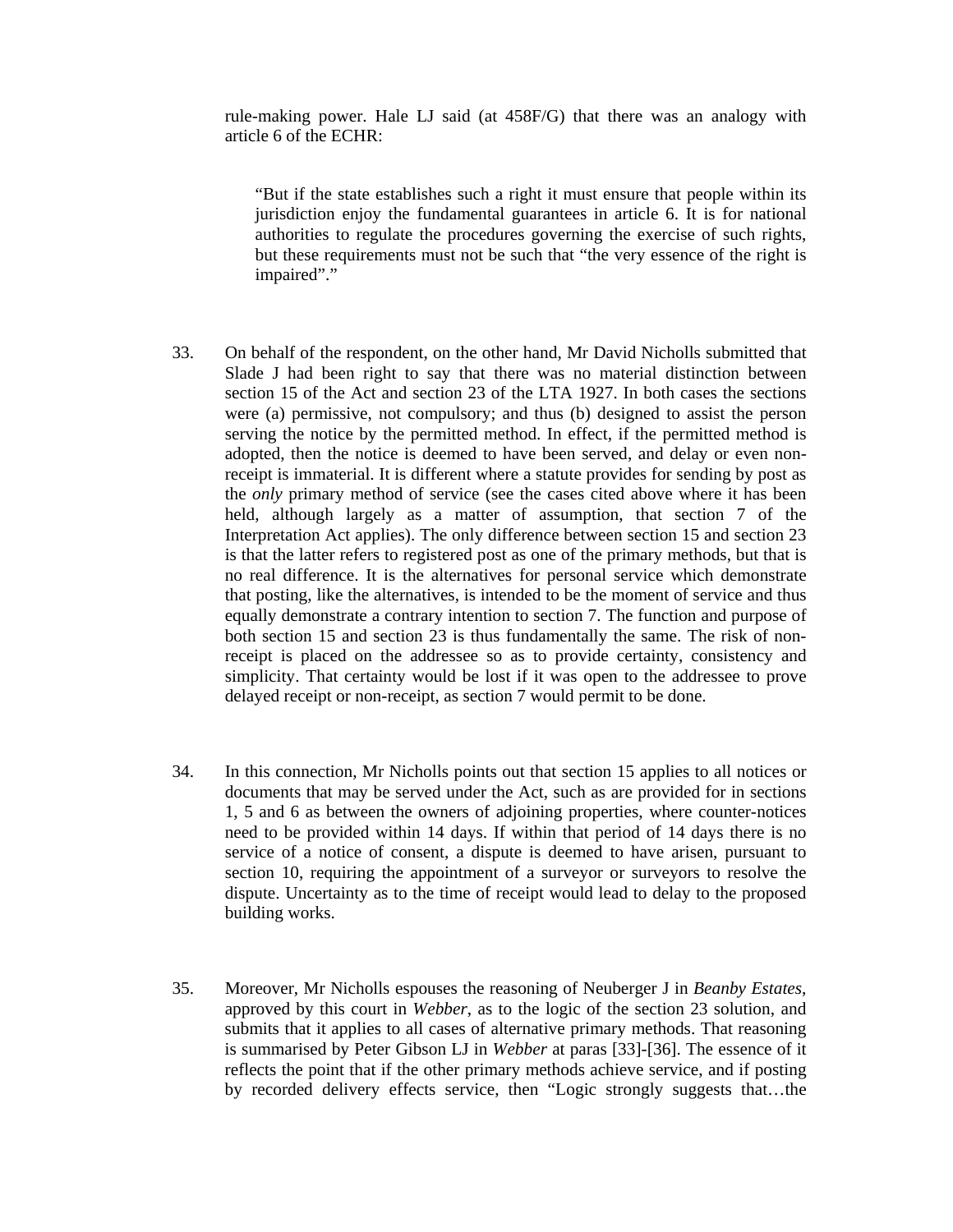rule-making power. Hale LJ said (at 458F/G) that there was an analogy with article 6 of the ECHR:

> "But if the state establishes such a right it must ensure that people within its jurisdiction enjoy the fundamental guarantees in article 6. It is for national authorities to regulate the procedures governing the exercise of such rights, but these requirements must not be such that "the very essence of the right is impaired"."

33. On behalf of the respondent, on the other hand, Mr David Nicholls submitted that Slade J had been right to say that there was no material distinction between section 15 of the Act and section 23 of the LTA 1927. In both cases the sections were (a) permissive, not compulsory; and thus (b) designed to assist the person serving the notice by the permitted method. In effect, if the permitted method is adopted, then the notice is deemed to have been served, and delay or even non-receipt is immaterial. It is different where a statute provides for sending by post as the *only* primary method of service (see the cases cited above where it has been held, although largely as a matter of assumption, that section 7 of the Interpretation Act applies). The only difference between section 15 and section 23 is that the latter refers to registered post as one of the primary methods, but that is no real difference. It is the alternatives for personal service which demonstrate that posting, like the alternatives, is intended to be the moment of service and thus equally demonstrate a contrary intention to section 7. The function and purpose of both section 15 and section 23 is thus fundamentally the same. The risk of non-receipt is placed on the addressee so as to provide certainty, consistency and simplicity. That certainty would be lost if it was open to the addressee to prove delayed receipt or non-receipt, as section 7 would permit to be done.

34. In this connection, Mr Nicholls points out that section 15 applies to all notices or documents that may be served under the Act, such as are provided for in sections 1, 5 and 6 as between the owners of adjoining properties, where counter-notices need to be provided within 14 days. If within that period of 14 days there is no service of a notice of consent, a dispute is deemed to have arisen, pursuant to section 10, requiring the appointment of a surveyor or surveyors to resolve the dispute. Uncertainty as to the time of receipt would lead to delay to the proposed building works.

35. Moreover, Mr Nicholls espouses the reasoning of Neuberger J in *Beanby Estates*, approved by this court in *Webber*, as to the logic of the section 23 solution, and submits that it applies to all cases of alternative primary methods. That reasoning is summarised by Peter Gibson LJ in *Webber* at paras [33]-[36]. The essence of it reflects the point that if the other primary methods achieve service, and if posting by recorded delivery effects service, then "Logic strongly suggests that…the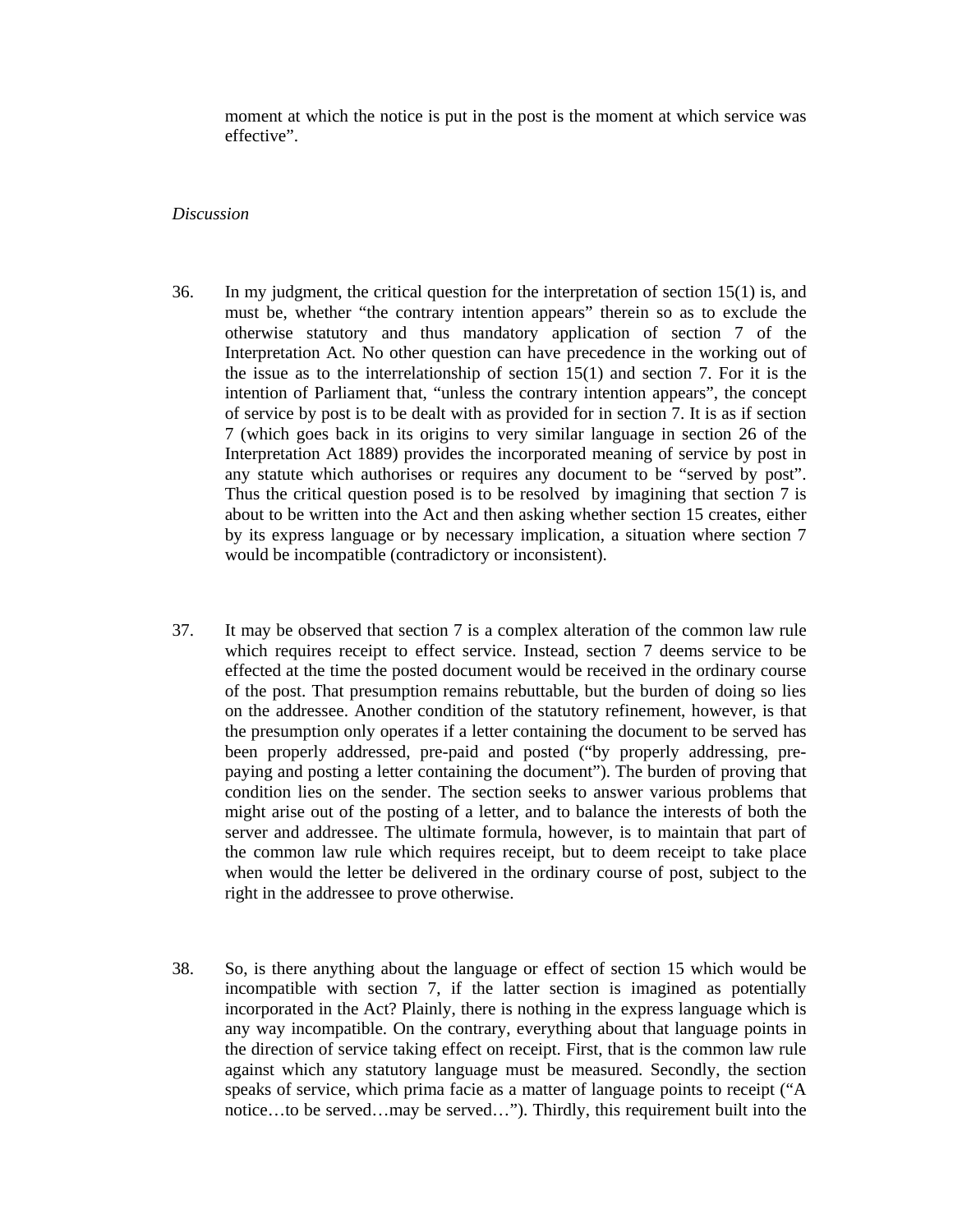moment at which the notice is put in the post is the moment at which service was effective".

*Discussion*

36. In my judgment, the critical question for the interpretation of section 15(1) is, and must be, whether "the contrary intention appears" therein so as to exclude the otherwise statutory and thus mandatory application of section 7 of the Interpretation Act. No other question can have precedence in the working out of the issue as to the interrelationship of section 15(1) and section 7. For it is the intention of Parliament that, "unless the contrary intention appears", the concept of service by post is to be dealt with as provided for in section 7. It is as if section 7 (which goes back in its origins to very similar language in section 26 of the Interpretation Act 1889) provides the incorporated meaning of service by post in any statute which authorises or requires any document to be "served by post". Thus the critical question posed is to be resolved by imagining that section 7 is about to be written into the Act and then asking whether section 15 creates, either by its express language or by necessary implication, a situation where section 7 would be incompatible (contradictory or inconsistent).

37. It may be observed that section 7 is a complex alteration of the common law rule which requires receipt to effect service. Instead, section 7 deems service to be effected at the time the posted document would be received in the ordinary course of the post. That presumption remains rebuttable, but the burden of doing so lies on the addressee. Another condition of the statutory refinement, however, is that the presumption only operates if a letter containing the document to be served has been properly addressed, pre-paid and posted ("by properly addressing, pre-paying and posting a letter containing the document"). The burden of proving that condition lies on the sender. The section seeks to answer various problems that might arise out of the posting of a letter, and to balance the interests of both the server and addressee. The ultimate formula, however, is to maintain that part of the common law rule which requires receipt, but to deem receipt to take place when would the letter be delivered in the ordinary course of post, subject to the right in the addressee to prove otherwise.

38. So, is there anything about the language or effect of section 15 which would be incompatible with section 7, if the latter section is imagined as potentially incorporated in the Act? Plainly, there is nothing in the express language which is any way incompatible. On the contrary, everything about that language points in the direction of service taking effect on receipt. First, that is the common law rule against which any statutory language must be measured. Secondly, the section speaks of service, which prima facie as a matter of language points to receipt ("A notice…to be served…may be served…"). Thirdly, this requirement built into the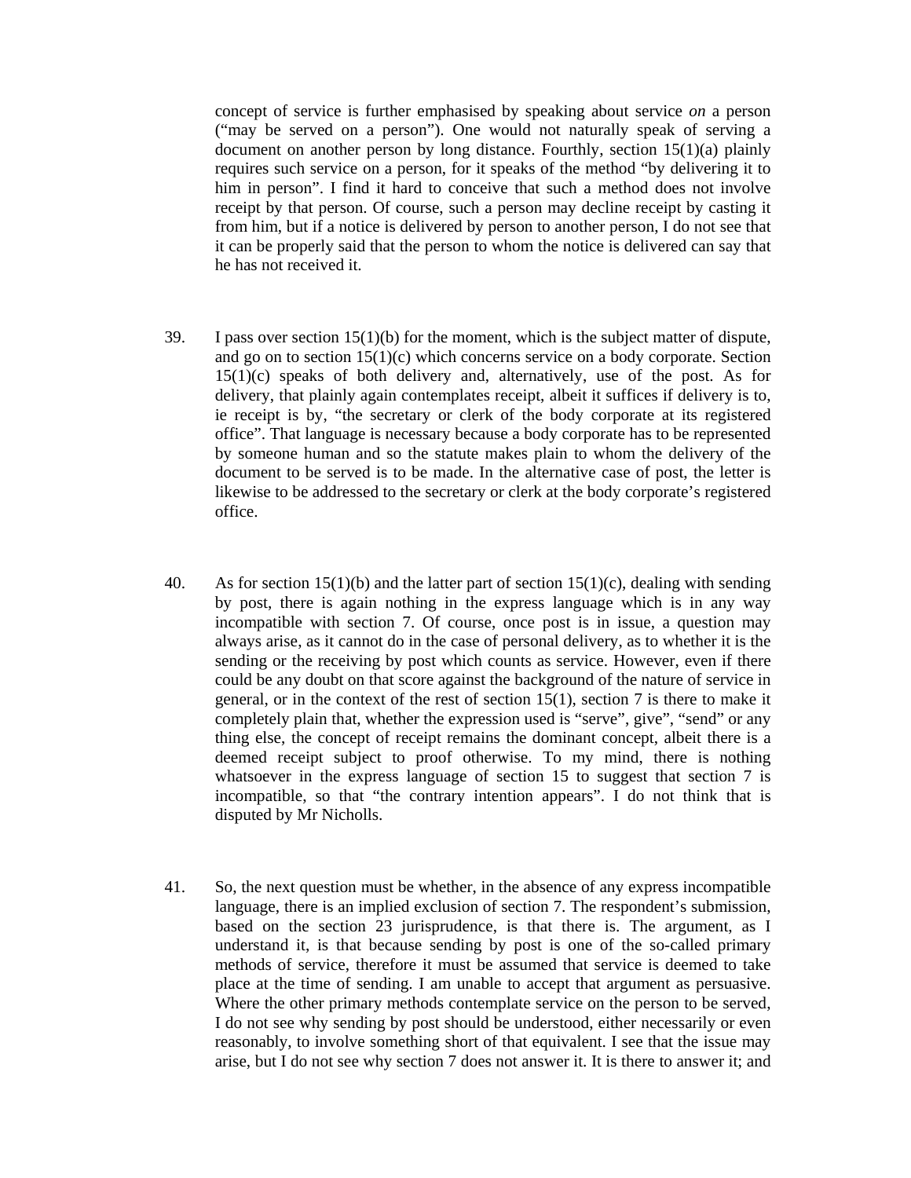concept of service is further emphasised by speaking about service *on* a person ("may be served on a person"). One would not naturally speak of serving a document on another person by long distance. Fourthly, section 15(1)(a) plainly requires such service on a person, for it speaks of the method "by delivering it to him in person". I find it hard to conceive that such a method does not involve receipt by that person. Of course, such a person may decline receipt by casting it from him, but if a notice is delivered by person to another person, I do not see that it can be properly said that the person to whom the notice is delivered can say that he has not received it.

39. I pass over section 15(1)(b) for the moment, which is the subject matter of dispute, and go on to section 15(1)(c) which concerns service on a body corporate. Section 15(1)(c) speaks of both delivery and, alternatively, use of the post. As for delivery, that plainly again contemplates receipt, albeit it suffices if delivery is to, ie receipt is by, "the secretary or clerk of the body corporate at its registered office". That language is necessary because a body corporate has to be represented by someone human and so the statute makes plain to whom the delivery of the document to be served is to be made. In the alternative case of post, the letter is likewise to be addressed to the secretary or clerk at the body corporate's registered office.

40. As for section 15(1)(b) and the latter part of section 15(1)(c), dealing with sending by post, there is again nothing in the express language which is in any way incompatible with section 7. Of course, once post is in issue, a question may always arise, as it cannot do in the case of personal delivery, as to whether it is the sending or the receiving by post which counts as service. However, even if there could be any doubt on that score against the background of the nature of service in general, or in the context of the rest of section 15(1), section 7 is there to make it completely plain that, whether the expression used is "serve", give", "send" or any thing else, the concept of receipt remains the dominant concept, albeit there is a deemed receipt subject to proof otherwise. To my mind, there is nothing whatsoever in the express language of section 15 to suggest that section 7 is incompatible, so that "the contrary intention appears". I do not think that is disputed by Mr Nicholls.

41. So, the next question must be whether, in the absence of any express incompatible language, there is an implied exclusion of section 7. The respondent's submission, based on the section 23 jurisprudence, is that there is. The argument, as I understand it, is that because sending by post is one of the so-called primary methods of service, therefore it must be assumed that service is deemed to take place at the time of sending. I am unable to accept that argument as persuasive. Where the other primary methods contemplate service on the person to be served, I do not see why sending by post should be understood, either necessarily or even reasonably, to involve something short of that equivalent. I see that the issue may arise, but I do not see why section 7 does not answer it. It is there to answer it; and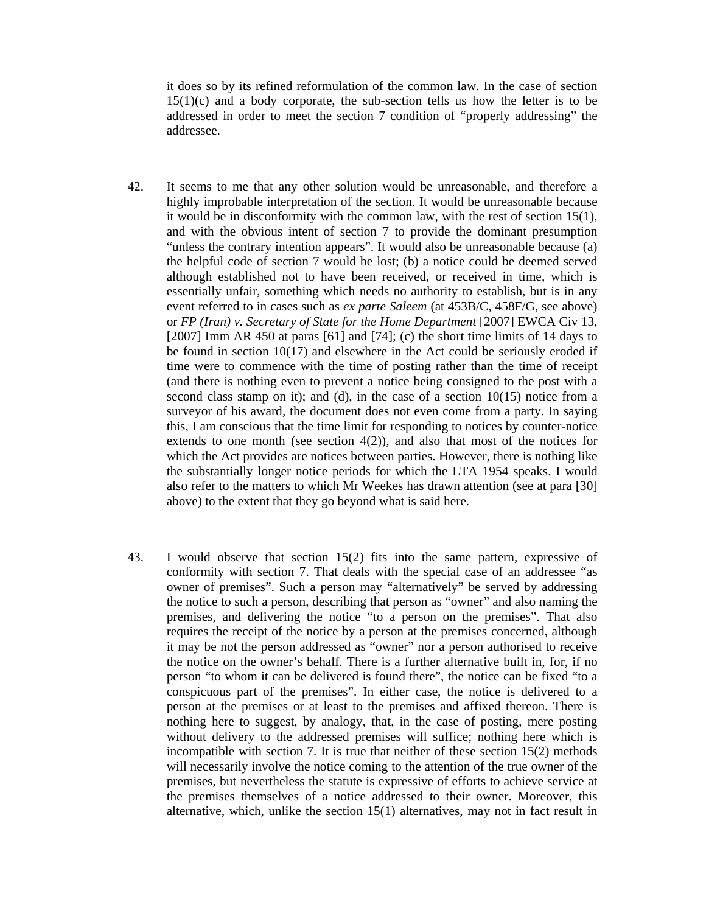it does so by its refined reformulation of the common law. In the case of section 15(1)(c) and a body corporate, the sub-section tells us how the letter is to be addressed in order to meet the section 7 condition of "properly addressing" the addressee.

42. It seems to me that any other solution would be unreasonable, and therefore a highly improbable interpretation of the section. It would be unreasonable because it would be in disconformity with the common law, with the rest of section 15(1), and with the obvious intent of section 7 to provide the dominant presumption "unless the contrary intention appears". It would also be unreasonable because (a) the helpful code of section 7 would be lost; (b) a notice could be deemed served although established not to have been received, or received in time, which is essentially unfair, something which needs no authority to establish, but is in any event referred to in cases such as *ex parte Saleem* (at 453B/C, 458F/G, see above) or *FP (Iran) v. Secretary of State for the Home Department* [2007] EWCA Civ 13, [2007] Imm AR 450 at paras [61] and [74]; (c) the short time limits of 14 days to be found in section 10(17) and elsewhere in the Act could be seriously eroded if time were to commence with the time of posting rather than the time of receipt (and there is nothing even to prevent a notice being consigned to the post with a second class stamp on it); and (d), in the case of a section 10(15) notice from a surveyor of his award, the document does not even come from a party. In saying this, I am conscious that the time limit for responding to notices by counter-notice extends to one month (see section 4(2)), and also that most of the notices for which the Act provides are notices between parties. However, there is nothing like the substantially longer notice periods for which the LTA 1954 speaks. I would also refer to the matters to which Mr Weekes has drawn attention (see at para [30] above) to the extent that they go beyond what is said here.

43. I would observe that section 15(2) fits into the same pattern, expressive of conformity with section 7. That deals with the special case of an addressee "as owner of premises". Such a person may "alternatively" be served by addressing the notice to such a person, describing that person as "owner" and also naming the premises, and delivering the notice "to a person on the premises". That also requires the receipt of the notice by a person at the premises concerned, although it may be not the person addressed as "owner" nor a person authorised to receive the notice on the owner's behalf. There is a further alternative built in, for, if no person "to whom it can be delivered is found there", the notice can be fixed "to a conspicuous part of the premises". In either case, the notice is delivered to a person at the premises or at least to the premises and affixed thereon. There is nothing here to suggest, by analogy, that, in the case of posting, mere posting without delivery to the addressed premises will suffice; nothing here which is incompatible with section 7. It is true that neither of these section 15(2) methods will necessarily involve the notice coming to the attention of the true owner of the premises, but nevertheless the statute is expressive of efforts to achieve service at the premises themselves of a notice addressed to their owner. Moreover, this alternative, which, unlike the section 15(1) alternatives, may not in fact result in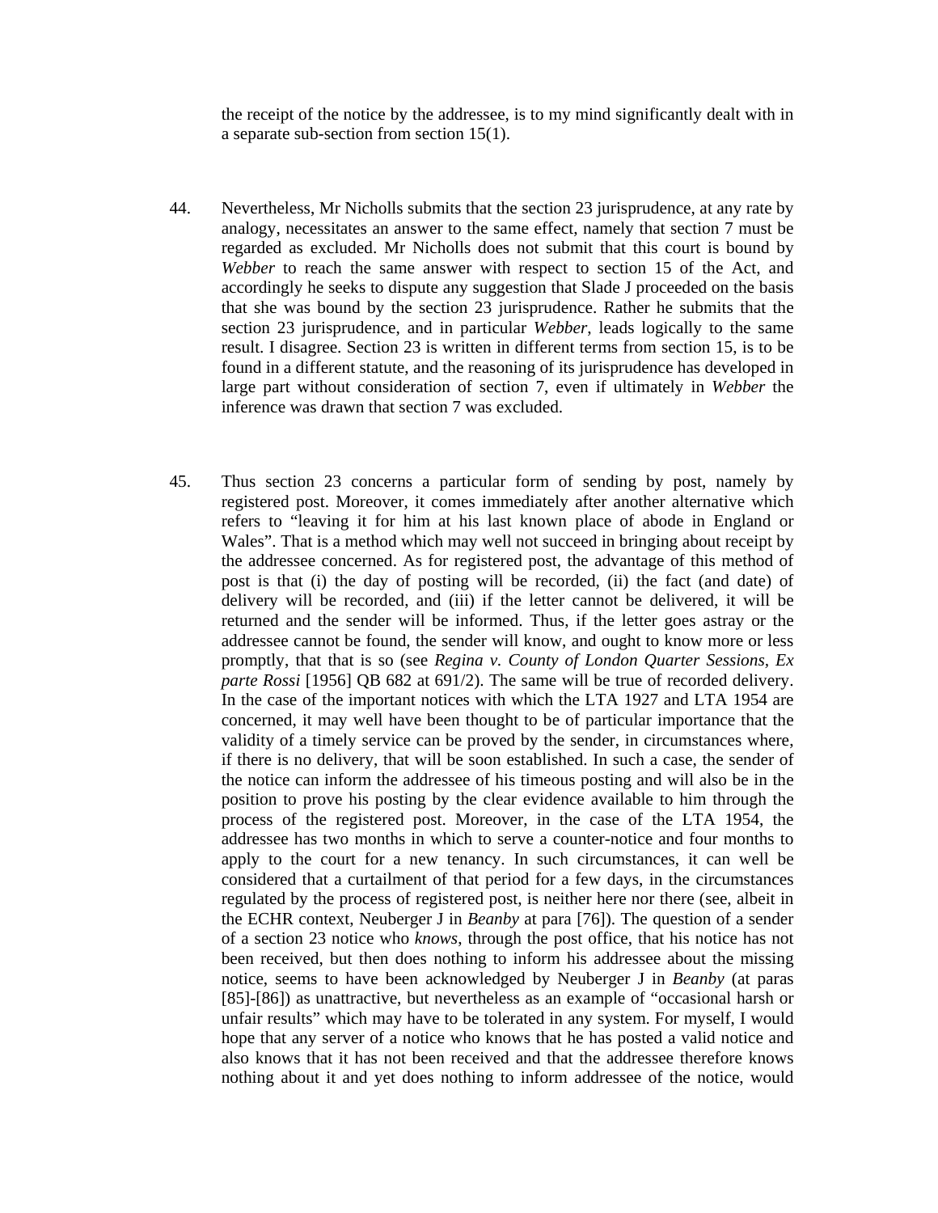the receipt of the notice by the addressee, is to my mind significantly dealt with in a separate sub-section from section 15(1).

44. Nevertheless, Mr Nicholls submits that the section 23 jurisprudence, at any rate by analogy, necessitates an answer to the same effect, namely that section 7 must be regarded as excluded. Mr Nicholls does not submit that this court is bound by *Webber* to reach the same answer with respect to section 15 of the Act, and accordingly he seeks to dispute any suggestion that Slade J proceeded on the basis that she was bound by the section 23 jurisprudence. Rather he submits that the section 23 jurisprudence, and in particular *Webber*, leads logically to the same result. I disagree. Section 23 is written in different terms from section 15, is to be found in a different statute, and the reasoning of its jurisprudence has developed in large part without consideration of section 7, even if ultimately in *Webber* the inference was drawn that section 7 was excluded.

45. Thus section 23 concerns a particular form of sending by post, namely by registered post. Moreover, it comes immediately after another alternative which refers to "leaving it for him at his last known place of abode in England or Wales". That is a method which may well not succeed in bringing about receipt by the addressee concerned. As for registered post, the advantage of this method of post is that (i) the day of posting will be recorded, (ii) the fact (and date) of delivery will be recorded, and (iii) if the letter cannot be delivered, it will be returned and the sender will be informed. Thus, if the letter goes astray or the addressee cannot be found, the sender will know, and ought to know more or less promptly, that that is so (see *Regina v. County of London Quarter Sessions, Ex parte Rossi* [1956] QB 682 at 691/2). The same will be true of recorded delivery. In the case of the important notices with which the LTA 1927 and LTA 1954 are concerned, it may well have been thought to be of particular importance that the validity of a timely service can be proved by the sender, in circumstances where, if there is no delivery, that will be soon established. In such a case, the sender of the notice can inform the addressee of his timeous posting and will also be in the position to prove his posting by the clear evidence available to him through the process of the registered post. Moreover, in the case of the LTA 1954, the addressee has two months in which to serve a counter-notice and four months to apply to the court for a new tenancy. In such circumstances, it can well be considered that a curtailment of that period for a few days, in the circumstances regulated by the process of registered post, is neither here nor there (see, albeit in the ECHR context, Neuberger J in *Beanby* at para [76]). The question of a sender of a section 23 notice who *knows*, through the post office, that his notice has not been received, but then does nothing to inform his addressee about the missing notice, seems to have been acknowledged by Neuberger J in *Beanby* (at paras [85]-[86]) as unattractive, but nevertheless as an example of "occasional harsh or unfair results" which may have to be tolerated in any system. For myself, I would hope that any server of a notice who knows that he has posted a valid notice and also knows that it has not been received and that the addressee therefore knows nothing about it and yet does nothing to inform addressee of the notice, would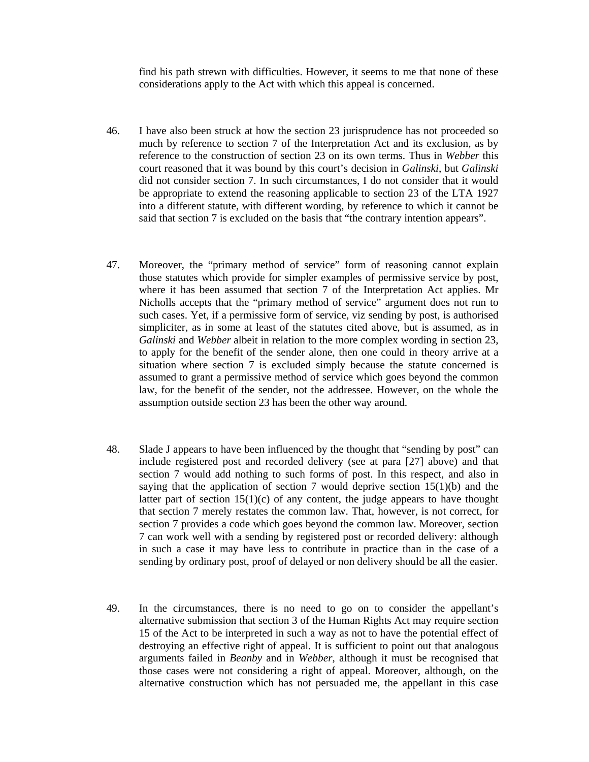find his path strewn with difficulties. However, it seems to me that none of these considerations apply to the Act with which this appeal is concerned.

46. I have also been struck at how the section 23 jurisprudence has not proceeded so much by reference to section 7 of the Interpretation Act and its exclusion, as by reference to the construction of section 23 on its own terms. Thus in *Webber* this court reasoned that it was bound by this court's decision in *Galinski*, but *Galinski* did not consider section 7. In such circumstances, I do not consider that it would be appropriate to extend the reasoning applicable to section 23 of the LTA 1927 into a different statute, with different wording, by reference to which it cannot be said that section 7 is excluded on the basis that "the contrary intention appears".

47. Moreover, the "primary method of service" form of reasoning cannot explain those statutes which provide for simpler examples of permissive service by post, where it has been assumed that section 7 of the Interpretation Act applies. Mr Nicholls accepts that the "primary method of service" argument does not run to such cases. Yet, if a permissive form of service, viz sending by post, is authorised simpliciter, as in some at least of the statutes cited above, but is assumed, as in *Galinski* and *Webber* albeit in relation to the more complex wording in section 23, to apply for the benefit of the sender alone, then one could in theory arrive at a situation where section 7 is excluded simply because the statute concerned is assumed to grant a permissive method of service which goes beyond the common law, for the benefit of the sender, not the addressee. However, on the whole the assumption outside section 23 has been the other way around.

48. Slade J appears to have been influenced by the thought that "sending by post" can include registered post and recorded delivery (see at para [27] above) and that section 7 would add nothing to such forms of post. In this respect, and also in saying that the application of section 7 would deprive section 15(1)(b) and the latter part of section 15(1)(c) of any content, the judge appears to have thought that section 7 merely restates the common law. That, however, is not correct, for section 7 provides a code which goes beyond the common law. Moreover, section 7 can work well with a sending by registered post or recorded delivery: although in such a case it may have less to contribute in practice than in the case of a sending by ordinary post, proof of delayed or non delivery should be all the easier.

49. In the circumstances, there is no need to go on to consider the appellant's alternative submission that section 3 of the Human Rights Act may require section 15 of the Act to be interpreted in such a way as not to have the potential effect of destroying an effective right of appeal. It is sufficient to point out that analogous arguments failed in *Beanby* and in *Webber*, although it must be recognised that those cases were not considering a right of appeal. Moreover, although, on the alternative construction which has not persuaded me, the appellant in this case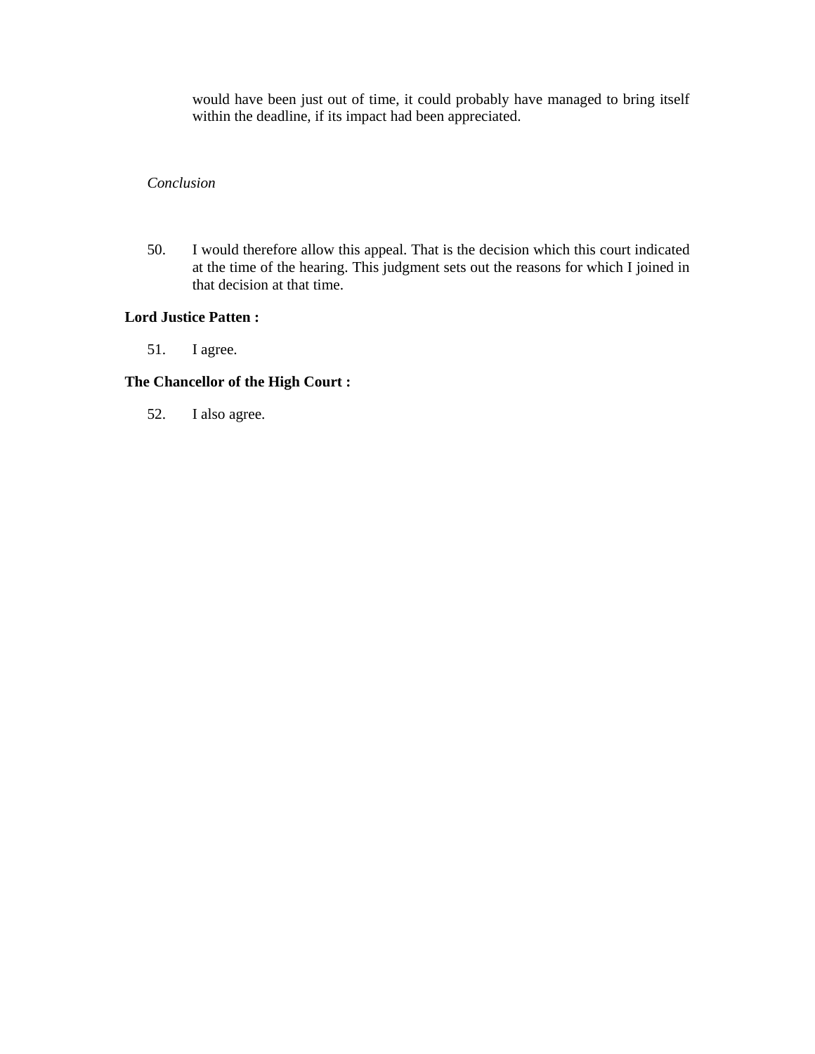would have been just out of time, it could probably have managed to bring itself within the deadline, if its impact had been appreciated.

*Conclusion*

50. I would therefore allow this appeal. That is the decision which this court indicated at the time of the hearing. This judgment sets out the reasons for which I joined in that decision at that time.

**Lord Justice Patten :**

51. I agree.

**The Chancellor of the High Court :**

52. I also agree.